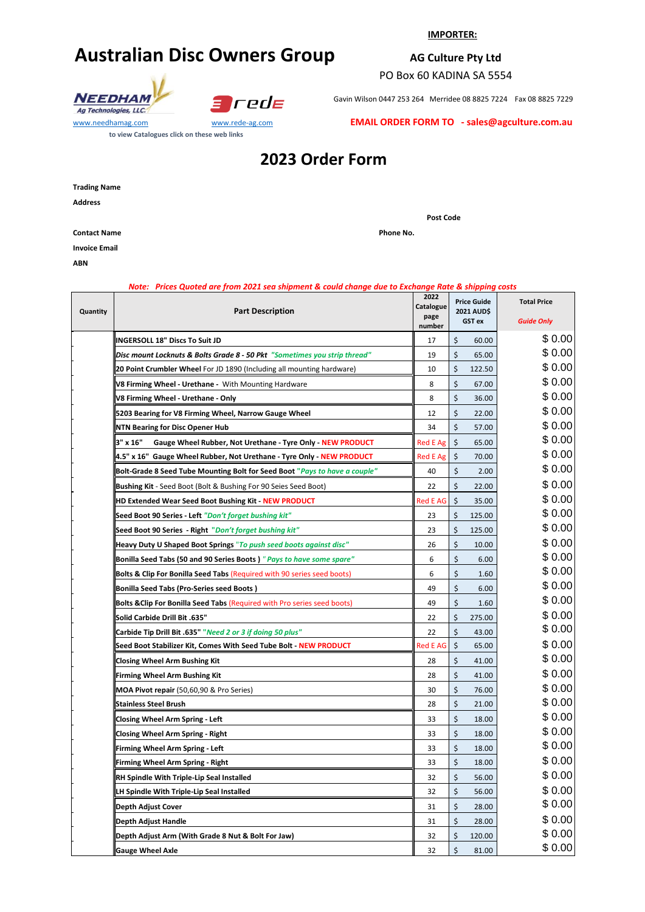**IMPORTER:**

# Australian Disc Owners Group

**AG Culture Pty Ltd**

PO Box 60 KADINA SA 5554

Gavin Wilson 0447 253 264 Merridee 08 8825 7224 Fax 08 8825 7229

NEEDHAM Ag Technologies, LLC.

rede

www.needhamag.com www.rede-ag.com

to view Catalogues click on these web links

**EMAIL ORDER FORM TO - sales@agculture.com.au**

## 2023 Order Form

**Trading Name**

**Address**

**Post Code**

**Contact Name**

**Phone No.**

**Invoice Email**

**ABN**

*Note: Prices Quoted are from 2021 sea shipment & could change due to Exchange Rate & shipping costs*

| Quantity | Part Description | 2022 Catalogue page number | Price Guide 2021 AUD$ GST ex | Total Price *Guide Only* |
|---|---|---|---|---|
| | **INGERSOLL 18" Discs To Suit JD** | 17 | $ 60.00 | $ 0.00 |
| | ***Disc mount Locknuts & Bolts Grade 8 - 50 Pkt*** *"Sometimes you strip thread"* | 19 | $ 65.00 | $ 0.00 |
| | **20 Point Crumbler Wheel** For JD 1890 (Including all mounting hardware) | 10 | $ 122.50 | $ 0.00 |
| | **V8 Firming Wheel - Urethane -** With Mounting Hardware | 8 | $ 67.00 | $ 0.00 |
| | **V8 Firming Wheel - Urethane - Only** | 8 | $ 36.00 | $ 0.00 |
| | **5203 Bearing for V8 Firming Wheel, Narrow Gauge Wheel** | 12 | $ 22.00 | $ 0.00 |
| | **NTN Bearing for Disc Opener Hub** | 34 | $ 57.00 | $ 0.00 |
| | **3" x 16" Gauge Wheel Rubber, Not Urethane - Tyre Only - NEW PRODUCT** | Red E Ag | $ 65.00 | $ 0.00 |
| | **4.5" x 16" Gauge Wheel Rubber, Not Urethane - Tyre Only - NEW PRODUCT** | Red E Ag | $ 70.00 | $ 0.00 |
| | **Bolt-Grade 8 Seed Tube Mounting Bolt for Seed Boot** *"Pays to have a couple"* | 40 | $ 2.00 | $ 0.00 |
| | **Bushing Kit** - Seed Boot (Bolt & Bushing For 90 Seies Seed Boot) | 22 | $ 22.00 | $ 0.00 |
| | **HD Extended Wear Seed Boot Bushing Kit - NEW PRODUCT** | Red E AG | $ 35.00 | $ 0.00 |
| | **Seed Boot 90 Series - Left** *"Don't forget bushing kit"* | 23 | $ 125.00 | $ 0.00 |
| | **Seed Boot 90 Series - Right** *"Don't forget bushing kit"* | 23 | $ 125.00 | $ 0.00 |
| | **Heavy Duty U Shaped Boot Springs** *"To push seed boots against disc"* | 26 | $ 10.00 | $ 0.00 |
| | **Bonilla Seed Tabs (50 and 90 Series Boots )** *"Pays to have some spare"* | 6 | $ 6.00 | $ 0.00 |
| | **Bolts & Clip For Bonilla Seed Tabs** (Required with 90 series seed boots) | 6 | $ 1.60 | $ 0.00 |
| | **Bonilla Seed Tabs (Pro-Series seed Boots )** | 49 | $ 6.00 | $ 0.00 |
| | **Bolts &Clip For Bonilla Seed Tabs** (Required with Pro series seed boots) | 49 | $ 1.60 | $ 0.00 |
| | **Solid Carbide Drill Bit .635"** | 22 | $ 275.00 | $ 0.00 |
| | **Carbide Tip Drill Bit .635"** *"Need 2 or 3 if doing 50 plus"* | 22 | $ 43.00 | $ 0.00 |
| | **Seed Boot Stabilizer Kit, Comes With Seed Tube Bolt - NEW PRODUCT** | Red E AG | $ 65.00 | $ 0.00 |
| | **Closing Wheel Arm Bushing Kit** | 28 | $ 41.00 | $ 0.00 |
| | **Firming Wheel Arm Bushing Kit** | 28 | $ 41.00 | $ 0.00 |
| | **MOA Pivot repair** (50,60,90 & Pro Series) | 30 | $ 76.00 | $ 0.00 |
| | **Stainless Steel Brush** | 28 | $ 21.00 | $ 0.00 |
| | **Closing Wheel Arm Spring - Left** | 33 | $ 18.00 | $ 0.00 |
| | **Closing Wheel Arm Spring - Right** | 33 | $ 18.00 | $ 0.00 |
| | **Firming Wheel Arm Spring - Left** | 33 | $ 18.00 | $ 0.00 |
| | **Firming Wheel Arm Spring - Right** | 33 | $ 18.00 | $ 0.00 |
| | **RH Spindle With Triple-Lip Seal Installed** | 32 | $ 56.00 | $ 0.00 |
| | **LH Spindle With Triple-Lip Seal Installed** | 32 | $ 56.00 | $ 0.00 |
| | **Depth Adjust Cover** | 31 | $ 28.00 | $ 0.00 |
| | **Depth Adjust Handle** | 31 | $ 28.00 | $ 0.00 |
| | **Depth Adjust Arm (With Grade 8 Nut & Bolt For Jaw)** | 32 | $ 120.00 | $ 0.00 |
| | **Gauge Wheel Axle** | 32 | $ 81.00 | $ 0.00 |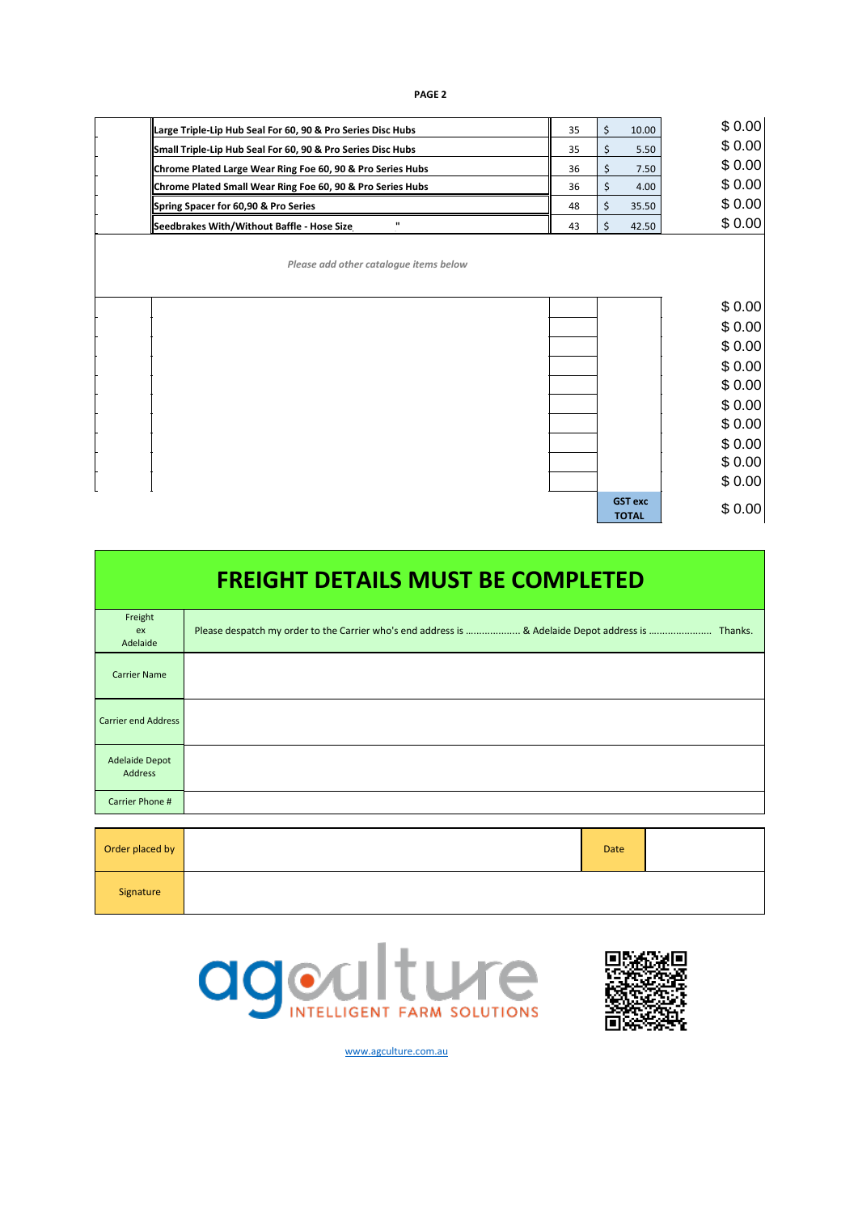| | | | | |
|---|---|---|---|---|
| | Large Triple-Lip Hub Seal For 60, 90 & Pro Series Disc Hubs | 35 | $ 10.00 | $ 0.00 |
| | Small Triple-Lip Hub Seal For 60, 90 & Pro Series Disc Hubs | 35 | $ 5.50 | $ 0.00 |
| | Chrome Plated Large Wear Ring Foe 60, 90 & Pro Series Hubs | 36 | $ 7.50 | $ 0.00 |
| | Chrome Plated Small Wear Ring Foe 60, 90 & Pro Series Hubs | 36 | $ 4.00 | $ 0.00 |
| | Spring Spacer for 60,90 & Pro Series | 48 | $ 35.50 | $ 0.00 |
| | Seedbrakes With/Without Baffle - Hose Size " | 43 | $ 42.50 | $ 0.00 |

*Please add other catalogue items below*

| | | | | |
|---|---|---|---|---|
| | | | | $ 0.00 |
| | | | | $ 0.00 |
| | | | | $ 0.00 |
| | | | | $ 0.00 |
| | | | | $ 0.00 |
| | | | | $ 0.00 |
| | | | | $ 0.00 |
| | | | | $ 0.00 |
| | | | | $ 0.00 |
| | | | | $ 0.00 |
| | | | **GST exc TOTAL** | $ 0.00 |

# FREIGHT DETAILS MUST BE COMPLETED

| | |
|---|---|
| Freight ex Adelaide | Please despatch my order to the Carrier who's end address is .................... & Adelaide Depot address is ....................... Thanks. |
| Carrier Name | |
| Carrier end Address | |
| Adelaide Depot Address | |
| Carrier Phone # | |

| | | | |
|---|---|---|---|
| Order placed by | | Date | |
| Signature | | | |

agculture INTELLIGENT FARM SOLUTIONS

www.agculture.com.au